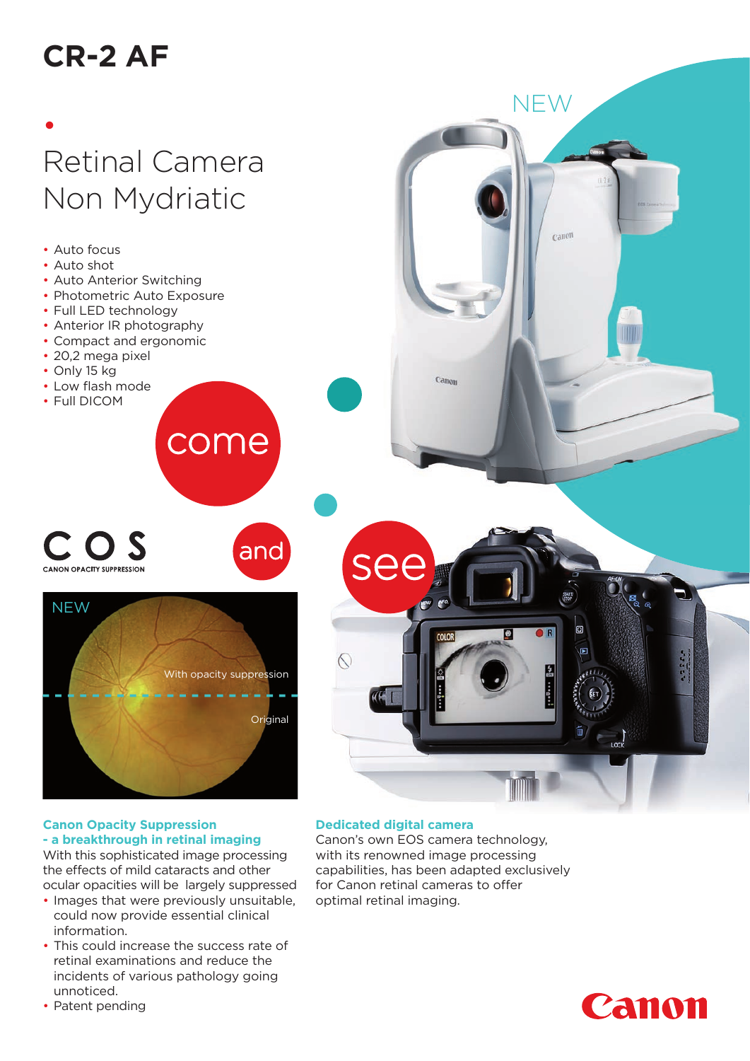# CR-2 AF

## Retinal Camera Non Mydriatic

- Auto focus
- Auto shot
- Auto Anterior Switching
- Photometric Auto Exposure
- Full LED technology
- Anterior IR photography
- Compact and ergonomic
- 20,2 mega pixel
- Only 15 kg
- Low flash mode
- Full DICOM

NEW

come and see

COS
CANON OPACITY SUPPRESSION

NEW

With opacity suppression

Original

### Canon Opacity Suppression - a breakthrough in retinal imaging

With this sophisticated image processing the effects of mild cataracts and other ocular opacities will be largely suppressed

- Images that were previously unsuitable, could now provide essential clinical information.
- This could increase the success rate of retinal examinations and reduce the incidents of various pathology going unnoticed.
- Patent pending

### Dedicated digital camera

Canon's own EOS camera technology, with its renowned image processing capabilities, has been adapted exclusively for Canon retinal cameras to offer optimal retinal imaging.

Canon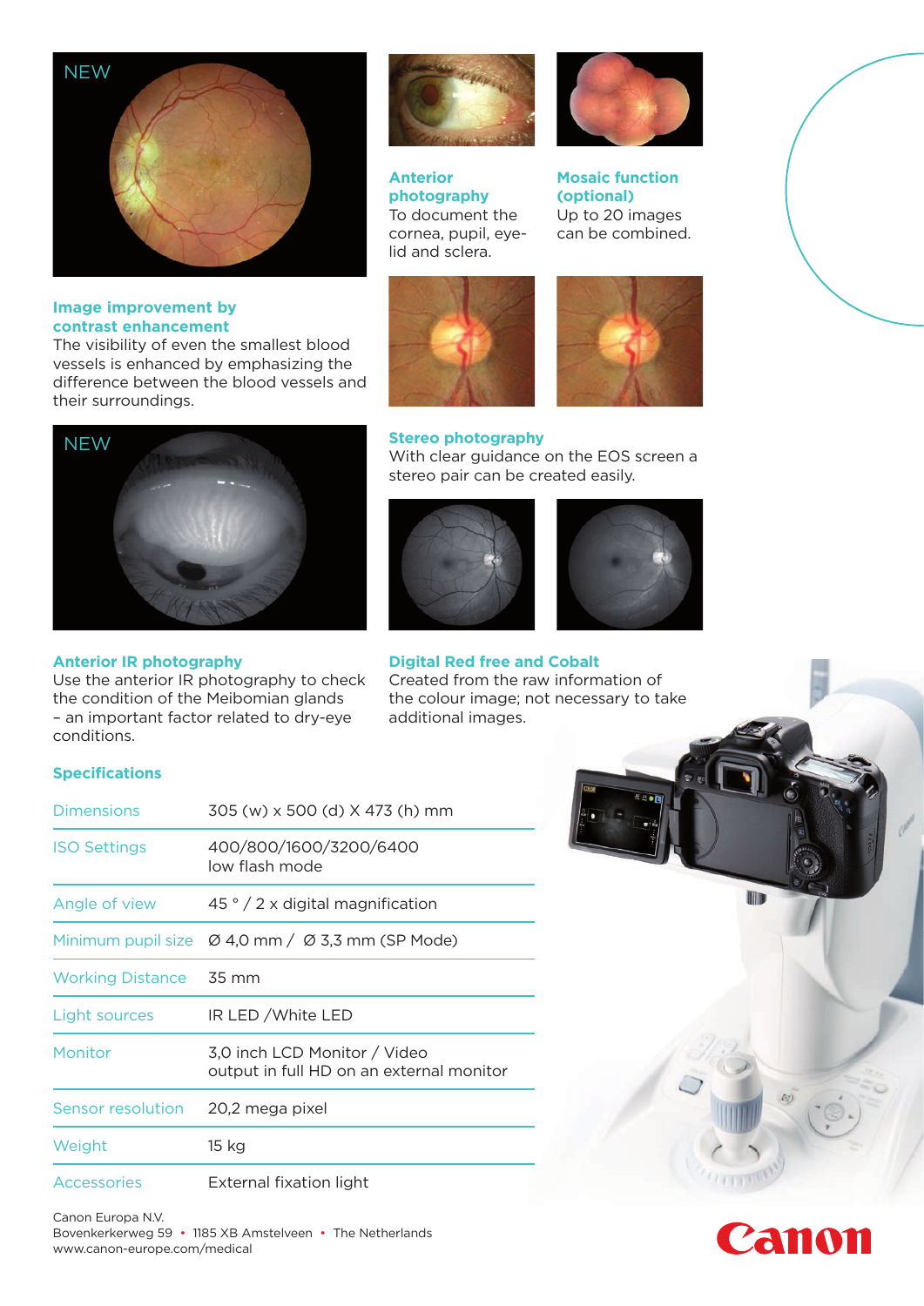NEW

### Image improvement by contrast enhancement

The visibility of even the smallest blood vessels is enhanced by emphasizing the difference between the blood vessels and their surroundings.

### Anterior photography

To document the cornea, pupil, eye-lid and sclera.

### Mosaic function (optional)

Up to 20 images can be combined.

### Stereo photography

With clear guidance on the EOS screen a stereo pair can be created easily.

NEW

### Anterior IR photography

Use the anterior IR photography to check the condition of the Meibomian glands – an important factor related to dry-eye conditions.

### Digital Red free and Cobalt

Created from the raw information of the colour image; not necessary to take additional images.

## Specifications

| | |
|---|---|
| Dimensions | 305 (w) x 500 (d) X 473 (h) mm |
| ISO Settings | 400/800/1600/3200/6400 low flash mode |
| Angle of view | 45 ° / 2 x digital magnification |
| Minimum pupil size | Ø 4,0 mm / Ø 3,3 mm (SP Mode) |
| Working Distance | 35 mm |
| Light sources | IR LED /White LED |
| Monitor | 3,0 inch LCD Monitor / Video output in full HD on an external monitor |
| Sensor resolution | 20,2 mega pixel |
| Weight | 15 kg |
| Accessories | External fixation light |

Canon Europa N.V.
Bovenkerkerweg 59 • 1185 XB Amstelveen • The Netherlands
www.canon-europe.com/medical

Canon